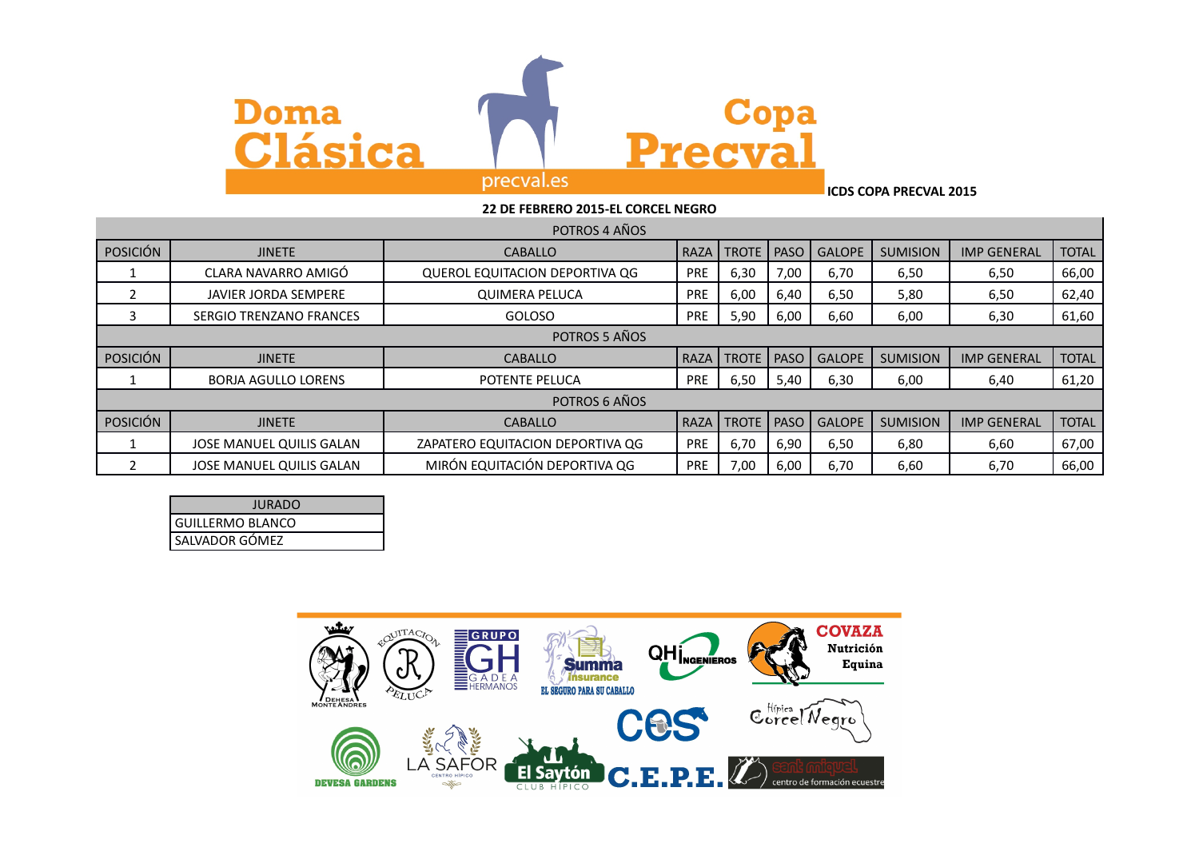# Doma Clásica Copa Precval

precval.es

**ICDS COPA PRECVAL 2015**

**22 DE FEBRERO 2015-EL CORCEL NEGRO**

| POTROS 4 AÑOS | | | | | | | | | |
|---|---|---|---|---|---|---|---|---|---|
| POSICIÓN | JINETE | CABALLO | RAZA | TROTE | PASO | GALOPE | SUMISION | IMP GENERAL | TOTAL |
| 1 | CLARA NAVARRO AMIGÓ | QUEROL EQUITACION DEPORTIVA QG | PRE | 6,30 | 7,00 | 6,70 | 6,50 | 6,50 | 66,00 |
| 2 | JAVIER JORDA SEMPERE | QUIMERA PELUCA | PRE | 6,00 | 6,40 | 6,50 | 5,80 | 6,50 | 62,40 |
| 3 | SERGIO TRENZANO FRANCES | GOLOSO | PRE | 5,90 | 6,00 | 6,60 | 6,00 | 6,30 | 61,60 |
| POTROS 5 AÑOS | | | | | | | | | |
| POSICIÓN | JINETE | CABALLO | RAZA | TROTE | PASO | GALOPE | SUMISION | IMP GENERAL | TOTAL |
| 1 | BORJA AGULLO LORENS | POTENTE PELUCA | PRE | 6,50 | 5,40 | 6,30 | 6,00 | 6,40 | 61,20 |
| POTROS 6 AÑOS | | | | | | | | | |
| POSICIÓN | JINETE | CABALLO | RAZA | TROTE | PASO | GALOPE | SUMISION | IMP GENERAL | TOTAL |
| 1 | JOSE MANUEL QUILIS GALAN | ZAPATERO EQUITACION DEPORTIVA QG | PRE | 6,70 | 6,90 | 6,50 | 6,80 | 6,60 | 67,00 |
| 2 | JOSE MANUEL QUILIS GALAN | MIRÓN EQUITACIÓN DEPORTIVA QG | PRE | 7,00 | 6,00 | 6,70 | 6,60 | 6,70 | 66,00 |

| JURADO |
|---|
| GUILLERMO BLANCO |
| SALVADOR GÓMEZ |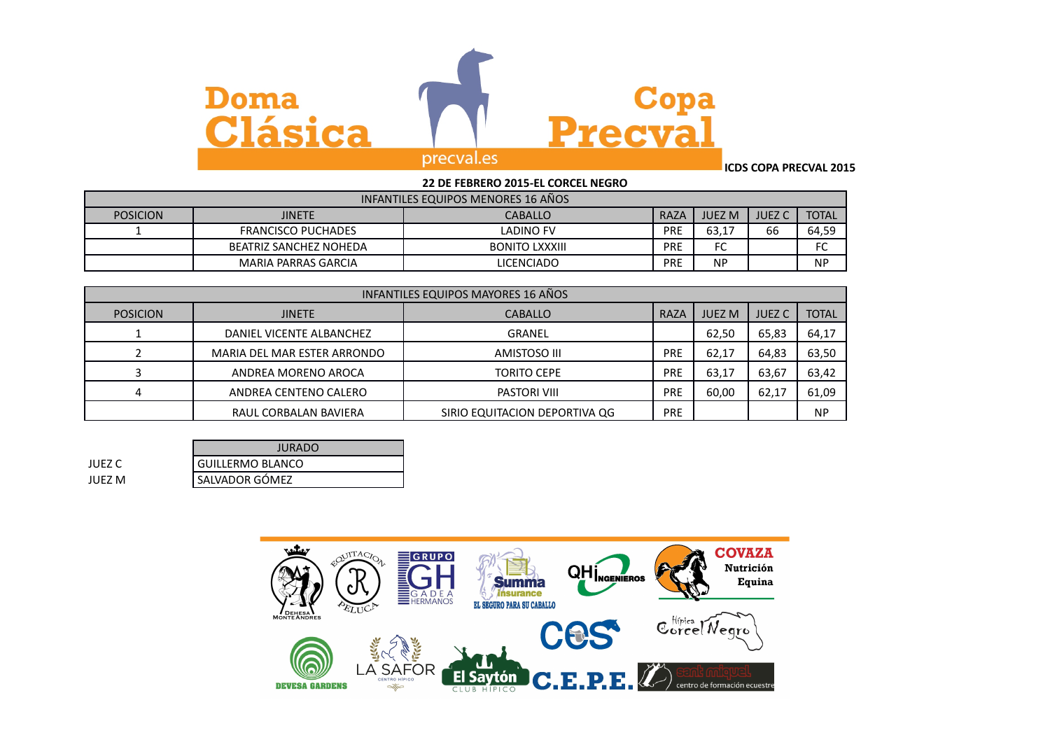# Doma Clásica Copa Precval

precval.es

**ICDS COPA PRECVAL 2015**

**22 DE FEBRERO 2015-EL CORCEL NEGRO**

| INFANTILES EQUIPOS MENORES 16 AÑOS | | | | | | |
|---|---|---|---|---|---|---|
| POSICION | JINETE | CABALLO | RAZA | JUEZ M | JUEZ C | TOTAL |
| 1 | FRANCISCO PUCHADES | LADINO FV | PRE | 63,17 | 66 | 64,59 |
| | BEATRIZ SANCHEZ NOHEDA | BONITO LXXXIII | PRE | FC | | FC |
| | MARIA PARRAS GARCIA | LICENCIADO | PRE | NP | | NP |

| INFANTILES EQUIPOS MAYORES 16 AÑOS | | | | | | |
|---|---|---|---|---|---|---|
| POSICION | JINETE | CABALLO | RAZA | JUEZ M | JUEZ C | TOTAL |
| 1 | DANIEL VICENTE ALBANCHEZ | GRANEL | | 62,50 | 65,83 | 64,17 |
| 2 | MARIA DEL MAR ESTER ARRONDO | AMISTOSO III | PRE | 62,17 | 64,83 | 63,50 |
| 3 | ANDREA MORENO AROCA | TORITO CEPE | PRE | 63,17 | 63,67 | 63,42 |
| 4 | ANDREA CENTENO CALERO | PASTORI VIII | PRE | 60,00 | 62,17 | 61,09 |
| | RAUL CORBALAN BAVIERA | SIRIO EQUITACION DEPORTIVA QG | PRE | | | NP |

| | JURADO |
|---|---|
| JUEZ C | GUILLERMO BLANCO |
| JUEZ M | SALVADOR GÓMEZ |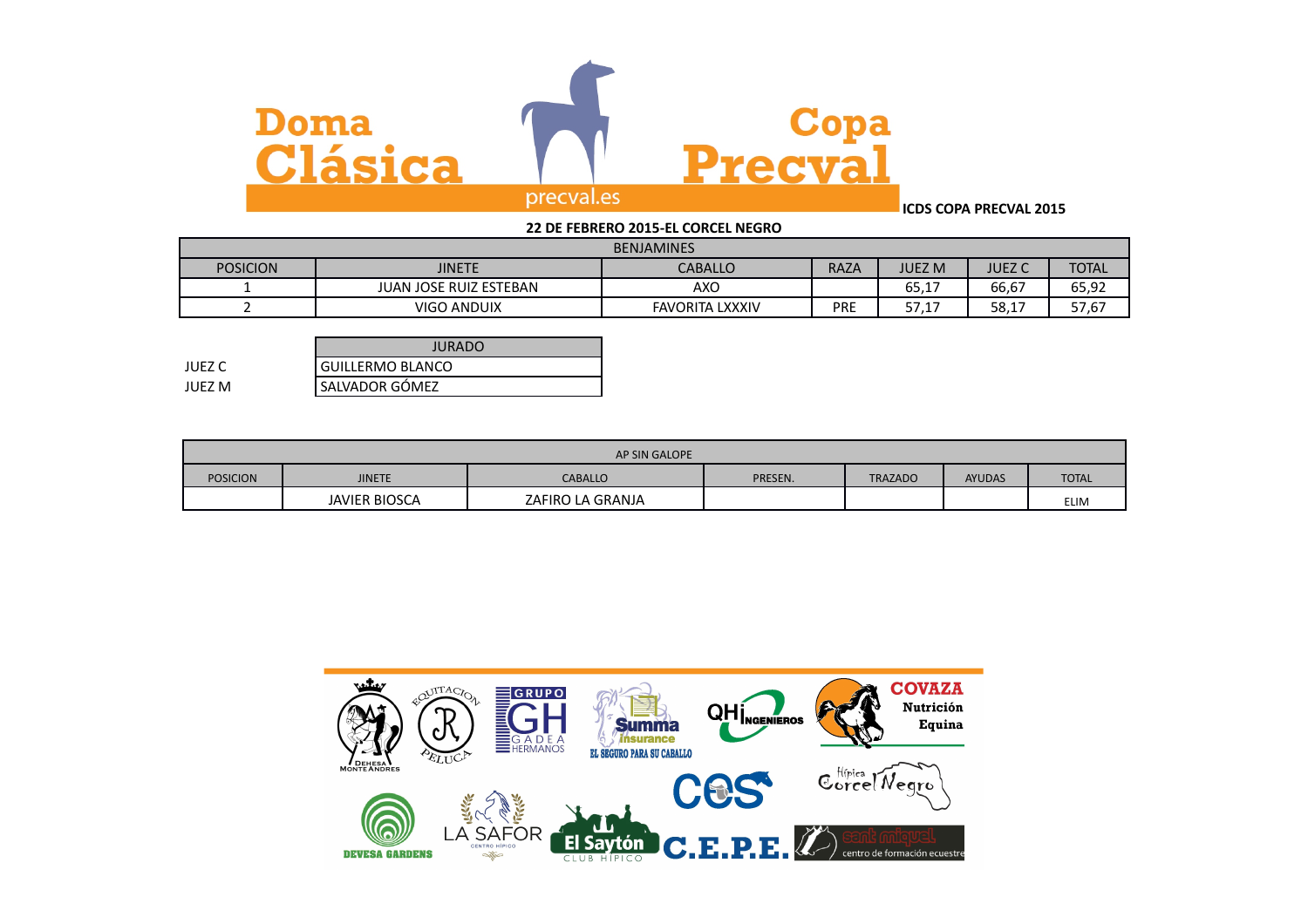# Doma Clásica Copa Precval

precval.es

**ICDS COPA PRECVAL 2015**

**22 DE FEBRERO 2015-EL CORCEL NEGRO**

| BENJAMINES | | | | | | |
|---|---|---|---|---|---|---|
| POSICION | JINETE | CABALLO | RAZA | JUEZ M | JUEZ C | TOTAL |
| 1 | JUAN JOSE RUIZ ESTEBAN | AXO | | 65,17 | 66,67 | 65,92 |
| 2 | VIGO ANDUIX | FAVORITA LXXXIV | PRE | 57,17 | 58,17 | 57,67 |

| | JURADO |
|---|---|
| JUEZ C | GUILLERMO BLANCO |
| JUEZ M | SALVADOR GÓMEZ |

| AP SIN GALOPE | | | | | | |
|---|---|---|---|---|---|---|
| POSICION | JINETE | CABALLO | PRESEN. | TRAZADO | AYUDAS | TOTAL |
| | JAVIER BIOSCA | ZAFIRO LA GRANJA | | | | ELIM |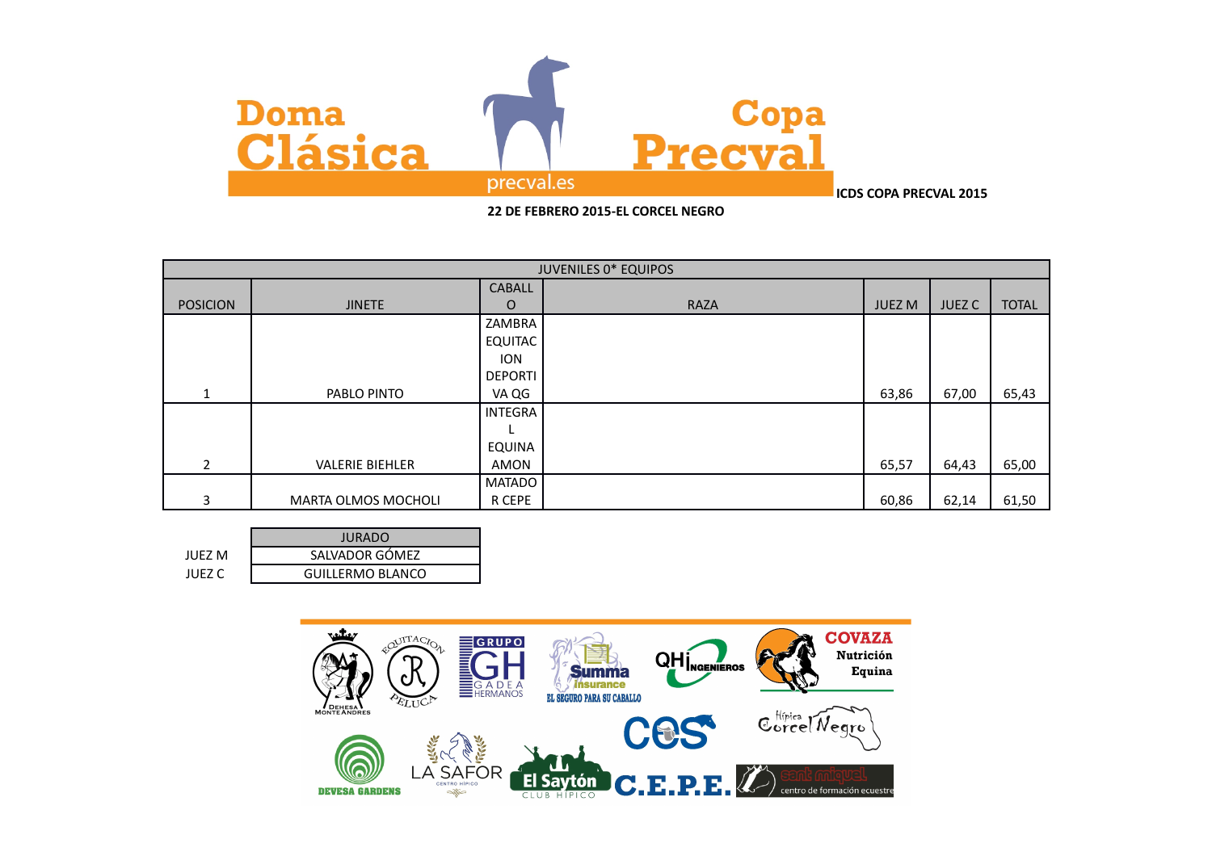# Doma Clásica Copa Precval

precval.es

**ICDS COPA PRECVAL 2015**

**22 DE FEBRERO 2015-EL CORCEL NEGRO**

| JUVENILES 0* EQUIPOS | | | | | | |
|---|---|---|---|---|---|---|
| POSICION | JINETE | CABALLO | RAZA | JUEZ M | JUEZ C | TOTAL |
| 1 | PABLO PINTO | ZAMBRA EQUITACION DEPORTIVA QG | | 63,86 | 67,00 | 65,43 |
| 2 | VALERIE BIEHLER | INTEGRAL EQUINA AMON | | 65,57 | 64,43 | 65,00 |
| 3 | MARTA OLMOS MOCHOLI | MATADOR CEPE | | 60,86 | 62,14 | 61,50 |

| | JURADO |
|---|---|
| JUEZ M | SALVADOR GÓMEZ |
| JUEZ C | GUILLERMO BLANCO |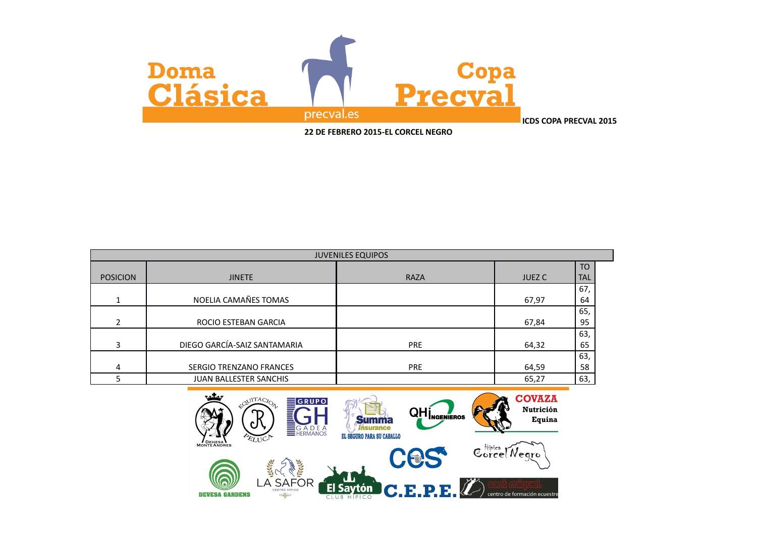# Doma Clásica Copa Precval

precval.es

**ICDS COPA PRECVAL 2015**

**22 DE FEBRERO 2015-EL CORCEL NEGRO**

| JUVENILES EQUIPOS | | | | |
|---|---|---|---|---|
| POSICION | JINETE | RAZA | JUEZ C | TOTAL |
| 1 | NOELIA CAMAÑES TOMAS | | 67,97 | 67,64 |
| 2 | ROCIO ESTEBAN GARCIA | | 67,84 | 65,95 |
| 3 | DIEGO GARCÍA-SAIZ SANTAMARIA | PRE | 64,32 | 63,65 |
| 4 | SERGIO TRENZANO FRANCES | PRE | 64,59 | 63,58 |
| 5 | JUAN BALLESTER SANCHIS | | 65,27 | 63, |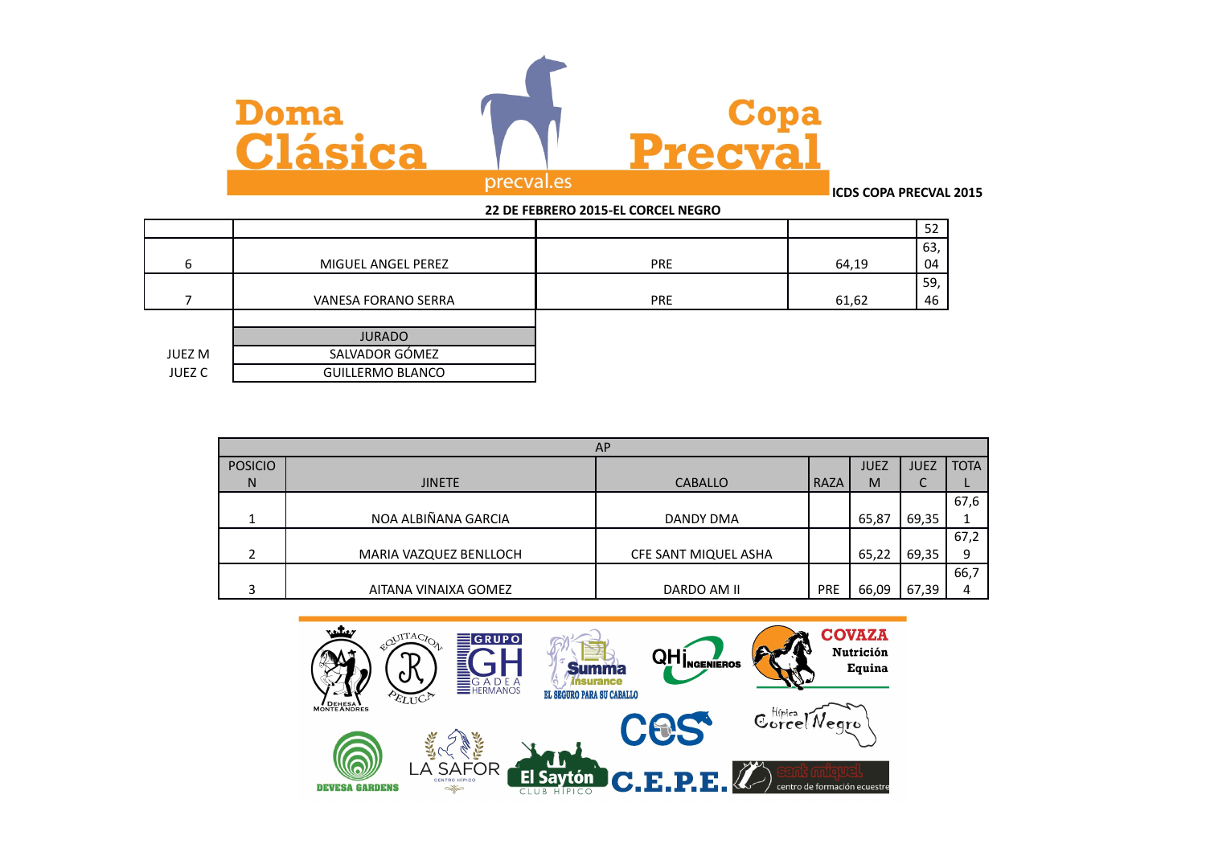Doma Clásica Copa Precval

precval.es

**ICDS COPA PRECVAL 2015**

**22 DE FEBRERO 2015-EL CORCEL NEGRO**

| | | | | |
|---|---|---|---|---|
| | | | | 52 |
| 6 | MIGUEL ANGEL PEREZ | PRE | 64,19 | 63,04 |
| 7 | VANESA FORANO SERRA | PRE | 61,62 | 59,46 |

| | JURADO |
|---|---|
| JUEZ M | SALVADOR GÓMEZ |
| JUEZ C | GUILLERMO BLANCO |

| AP | | | | | | |
|---|---|---|---|---|---|---|
| POSICION | JINETE | CABALLO | RAZA | JUEZ M | JUEZ C | TOTAL |
| 1 | NOA ALBIÑANA GARCIA | DANDY DMA | | 65,87 | 69,35 | 67,61 |
| 2 | MARIA VAZQUEZ BENLLOCH | CFE SANT MIQUEL ASHA | | 65,22 | 69,35 | 67,29 |
| 3 | AITANA VINAIXA GOMEZ | DARDO AM II | PRE | 66,09 | 67,39 | 66,74 |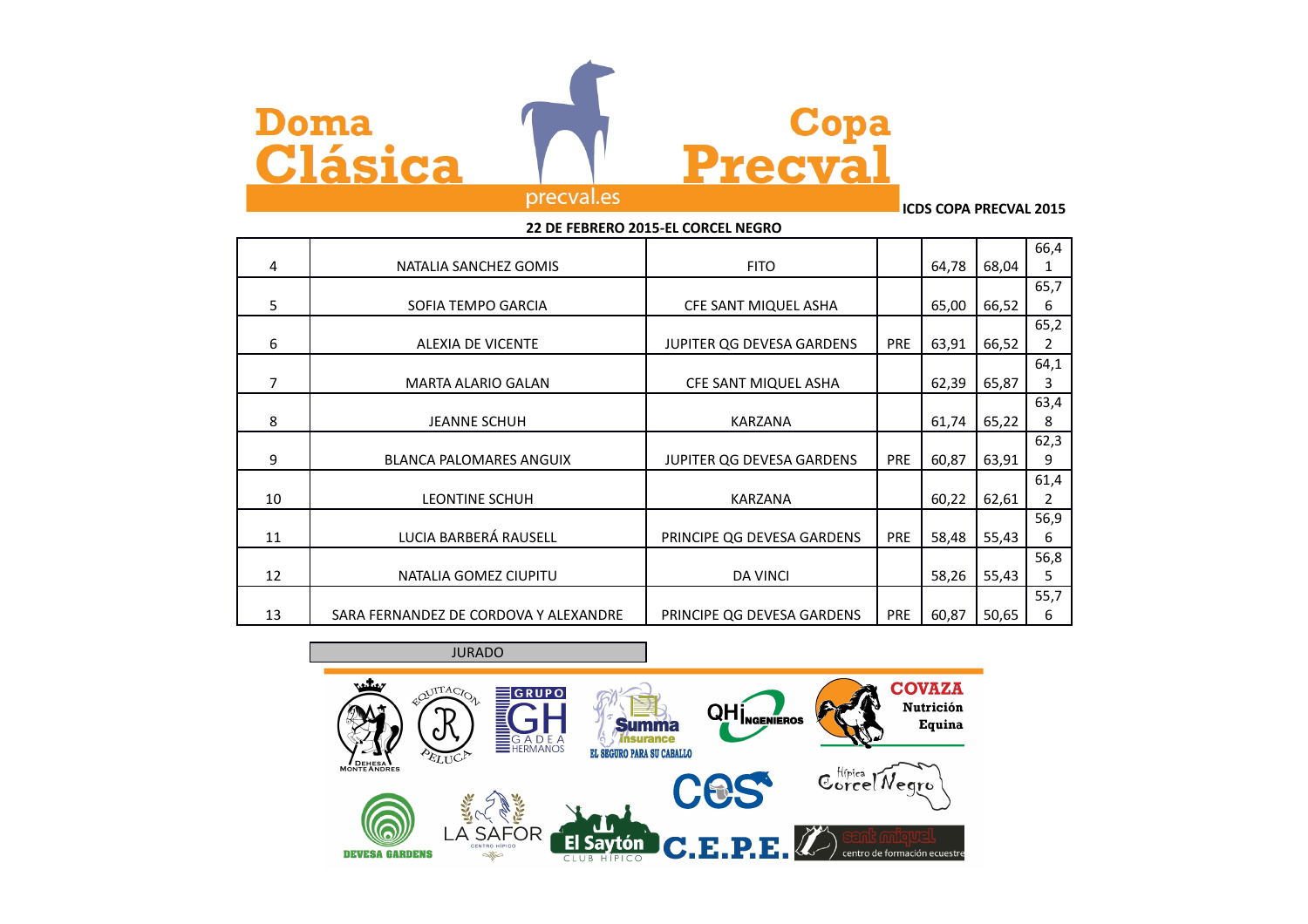Doma Clásica

precval.es

Copa Precval

ICDS COPA PRECVAL 2015

22 DE FEBRERO 2015-EL CORCEL NEGRO

| | | | | | | |
|---|---|---|---|---|---|---|
| 4 | NATALIA SANCHEZ GOMIS | FITO | | 64,78 | 68,04 | 66,41 |
| 5 | SOFIA TEMPO GARCIA | CFE SANT MIQUEL ASHA | | 65,00 | 66,52 | 65,76 |
| 6 | ALEXIA DE VICENTE | JUPITER QG DEVESA GARDENS | PRE | 63,91 | 66,52 | 65,22 |
| 7 | MARTA ALARIO GALAN | CFE SANT MIQUEL ASHA | | 62,39 | 65,87 | 64,13 |
| 8 | JEANNE SCHUH | KARZANA | | 61,74 | 65,22 | 63,48 |
| 9 | BLANCA PALOMARES ANGUIX | JUPITER QG DEVESA GARDENS | PRE | 60,87 | 63,91 | 62,39 |
| 10 | LEONTINE SCHUH | KARZANA | | 60,22 | 62,61 | 61,42 |
| 11 | LUCIA BARBERÁ RAUSELL | PRINCIPE QG DEVESA GARDENS | PRE | 58,48 | 55,43 | 56,96 |
| 12 | NATALIA GOMEZ CIUPITU | DA VINCI | | 58,26 | 55,43 | 56,85 |
| 13 | SARA FERNANDEZ DE CORDOVA Y ALEXANDRE | PRINCIPE QG DEVESA GARDENS | PRE | 60,87 | 50,65 | 55,76 |

JURADO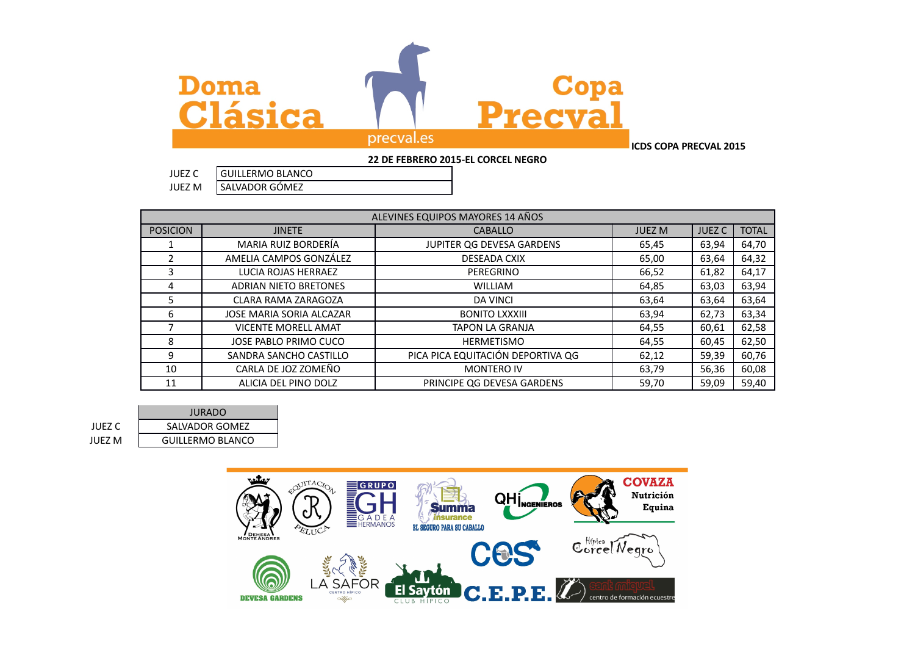# Doma Clásica Copa Precval

precval.es

**ICDS COPA PRECVAL 2015**

**22 DE FEBRERO 2015-EL CORCEL NEGRO**

| | |
|---|---|
| JUEZ C | GUILLERMO BLANCO |
| JUEZ M | SALVADOR GÓMEZ |

| ALEVINES EQUIPOS MAYORES 14 AÑOS | | | | | |
|---|---|---|---|---|---|
| POSICION | JINETE | CABALLO | JUEZ M | JUEZ C | TOTAL |
| 1 | MARIA RUIZ BORDERÍA | JUPITER QG DEVESA GARDENS | 65,45 | 63,94 | 64,70 |
| 2 | AMELIA CAMPOS GONZÁLEZ | DESEADA CXIX | 65,00 | 63,64 | 64,32 |
| 3 | LUCIA ROJAS HERRAEZ | PEREGRINO | 66,52 | 61,82 | 64,17 |
| 4 | ADRIAN NIETO BRETONES | WILLIAM | 64,85 | 63,03 | 63,94 |
| 5 | CLARA RAMA ZARAGOZA | DA VINCI | 63,64 | 63,64 | 63,64 |
| 6 | JOSE MARIA SORIA ALCAZAR | BONITO LXXXIII | 63,94 | 62,73 | 63,34 |
| 7 | VICENTE MORELL AMAT | TAPON LA GRANJA | 64,55 | 60,61 | 62,58 |
| 8 | JOSE PABLO PRIMO CUCO | HERMETISMO | 64,55 | 60,45 | 62,50 |
| 9 | SANDRA SANCHO CASTILLO | PICA PICA EQUITACIÓN DEPORTIVA QG | 62,12 | 59,39 | 60,76 |
| 10 | CARLA DE JOZ ZOMEÑO | MONTERO IV | 63,79 | 56,36 | 60,08 |
| 11 | ALICIA DEL PINO DOLZ | PRINCIPE QG DEVESA GARDENS | 59,70 | 59,09 | 59,40 |

| | JURADO |
|---|---|
| JUEZ C | SALVADOR GOMEZ |
| JUEZ M | GUILLERMO BLANCO |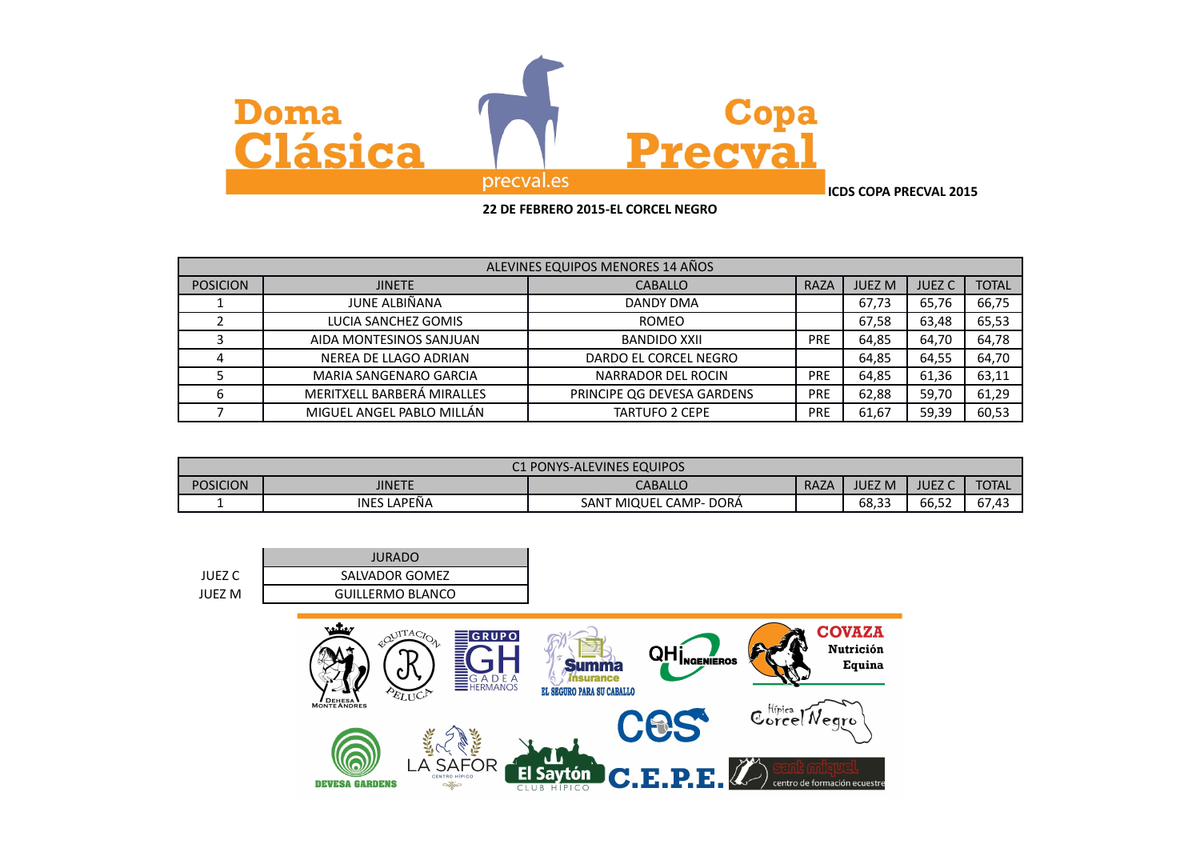# Doma Clásica Copa Precval

precval.es

**ICDS COPA PRECVAL 2015**

**22 DE FEBRERO 2015-EL CORCEL NEGRO**

| ALEVINES EQUIPOS MENORES 14 AÑOS | | | | | | |
|---|---|---|---|---|---|---|
| POSICION | JINETE | CABALLO | RAZA | JUEZ M | JUEZ C | TOTAL |
| 1 | JUNE ALBIÑANA | DANDY DMA | | 67,73 | 65,76 | 66,75 |
| 2 | LUCIA SANCHEZ GOMIS | ROMEO | | 67,58 | 63,48 | 65,53 |
| 3 | AIDA MONTESINOS SANJUAN | BANDIDO XXII | PRE | 64,85 | 64,70 | 64,78 |
| 4 | NEREA DE LLAGO ADRIAN | DARDO EL CORCEL NEGRO | | 64,85 | 64,55 | 64,70 |
| 5 | MARIA SANGENARO GARCIA | NARRADOR DEL ROCIN | PRE | 64,85 | 61,36 | 63,11 |
| 6 | MERITXELL BARBERÁ MIRALLES | PRINCIPE QG DEVESA GARDENS | PRE | 62,88 | 59,70 | 61,29 |
| 7 | MIGUEL ANGEL PABLO MILLÁN | TARTUFO 2 CEPE | PRE | 61,67 | 59,39 | 60,53 |

| C1 PONYS-ALEVINES EQUIPOS | | | | | | |
|---|---|---|---|---|---|---|
| POSICION | JINETE | CABALLO | RAZA | JUEZ M | JUEZ C | TOTAL |
| 1 | INES LAPEÑA | SANT MIQUEL CAMP- DORÁ | | 68,33 | 66,52 | 67,43 |

| | JURADO |
|---|---|
| JUEZ C | SALVADOR GOMEZ |
| JUEZ M | GUILLERMO BLANCO |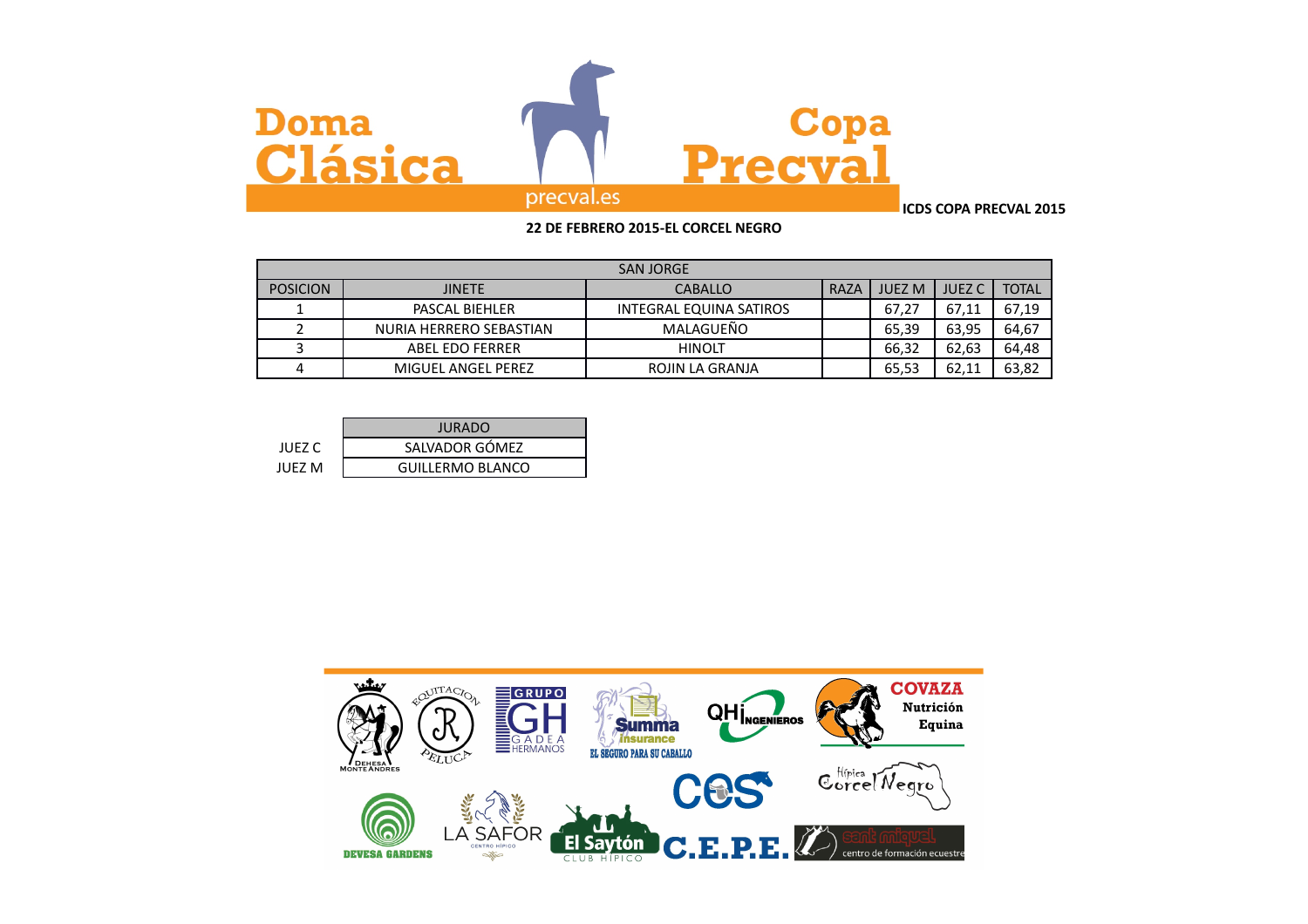# Doma Clásica Copa Precval

precval.es

**ICDS COPA PRECVAL 2015**

**22 DE FEBRERO 2015-EL CORCEL NEGRO**

| SAN JORGE | | | | | | |
|---|---|---|---|---|---|---|
| POSICION | JINETE | CABALLO | RAZA | JUEZ M | JUEZ C | TOTAL |
| 1 | PASCAL BIEHLER | INTEGRAL EQUINA SATIROS | | 67,27 | 67,11 | 67,19 |
| 2 | NURIA HERRERO SEBASTIAN | MALAGUEÑO | | 65,39 | 63,95 | 64,67 |
| 3 | ABEL EDO FERRER | HINOLT | | 66,32 | 62,63 | 64,48 |
| 4 | MIGUEL ANGEL PEREZ | ROJIN LA GRANJA | | 65,53 | 62,11 | 63,82 |

| | JURADO |
|---|---|
| JUEZ C | SALVADOR GÓMEZ |
| JUEZ M | GUILLERMO BLANCO |

DEHESA MONTE ANDRES · EQUITACION PELUCA · GRUPO GH GADEA HERMANOS · Summa Insurance EL SEGURO PARA SU CABALLO · QHI INGENIEROS · COVAZA Nutrición Equina · CES · Hípica Corcel Negro · DEVESA GARDENS · LA SAFOR CENTRO HIPICO · El Saytón CLUB HIPICO · C.E.P.E. · sant miquel centro de formación ecuestre